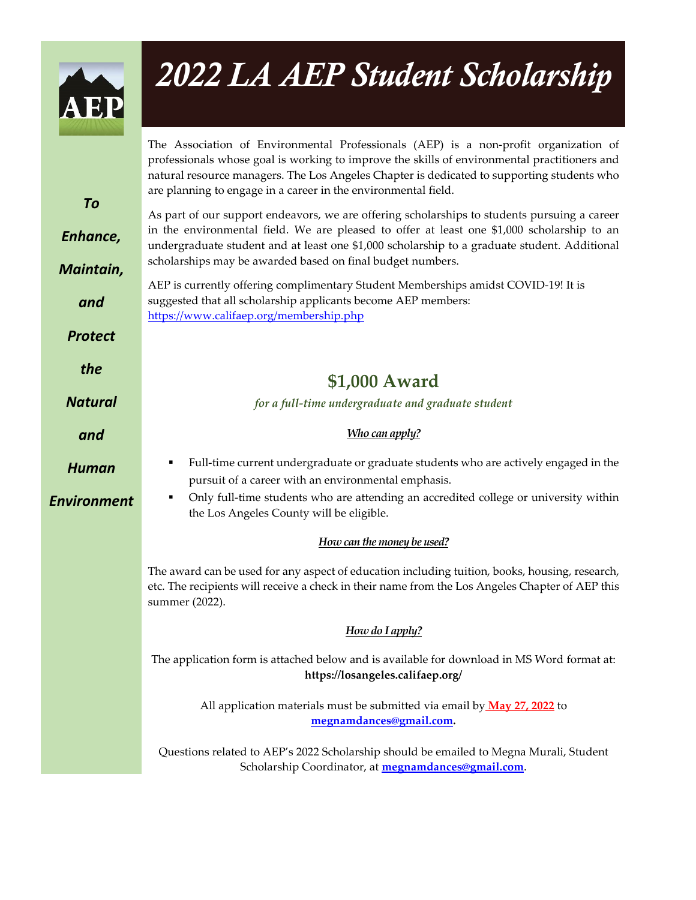# 2022 LA AEP Student Scholarship

*To Enhance, Maintain, and Protect the Natural and Human Environment*

The Association of Environmental Professionals (AEP) is a non-profit organization of professionals whose goal is working to improve the skills of environmental practitioners and natural resource managers. The Los Angeles Chapter is dedicated to supporting students who are planning to engage in a career in the environmental field.

As part of our support endeavors, we are offering scholarships to students pursuing a career in the environmental field. We are pleased to offer at least one $1,000 scholarship to an undergraduate student and at least one $1,000 scholarship to a graduate student. Additional scholarships may be awarded based on final budget numbers.

AEP is currently offering complimentary Student Memberships amidst COVID-19! It is suggested that all scholarship applicants become AEP members: https://www.califaep.org/membership.php

## $1,000 Award

*for a full-time undergraduate and graduate student*

### *Who can apply?*

- Full-time current undergraduate or graduate students who are actively engaged in the pursuit of a career with an environmental emphasis.
- Only full-time students who are attending an accredited college or university within the Los Angeles County will be eligible.

### *How can the money be used?*

The award can be used for any aspect of education including tuition, books, housing, research, etc. The recipients will receive a check in their name from the Los Angeles Chapter of AEP this summer (2022).

### *How do I apply?*

The application form is attached below and is available for download in MS Word format at: **https://losangeles.califaep.org/**

All application materials must be submitted via email by **May 27, 2022** to **megnamdances@gmail.com.**

Questions related to AEP's 2022 Scholarship should be emailed to Megna Murali, Student Scholarship Coordinator, at **megnamdances@gmail.com**.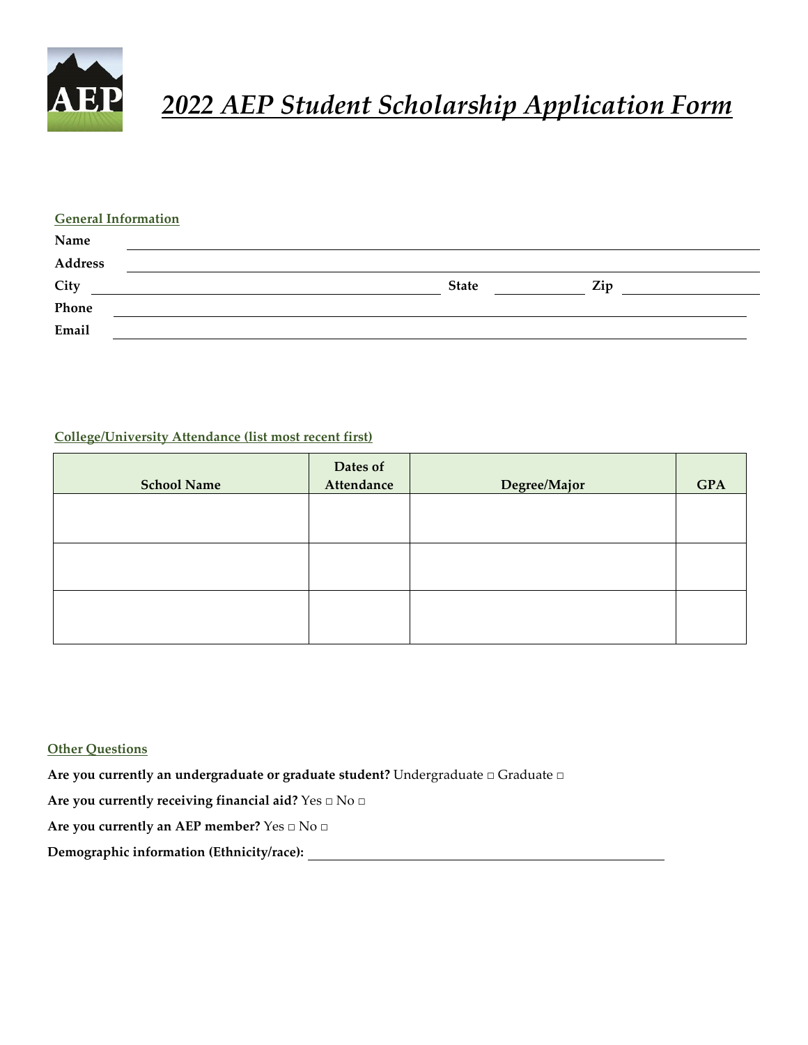# *2022 AEP Student Scholarship Application Form*

**General Information**

**Name** ____________________________________________

**Address** ____________________________________________

**City** ______________________ **State** __________ **Zip** __________

**Phone** ____________________________________________

**Email** ____________________________________________

**College/University Attendance (list most recent first)**

| School Name | Dates of Attendance | Degree/Major | GPA |
| --- | --- | --- | --- |
| | | | |
| | | | |
| | | | |

**Other Questions**

**Are you currently an undergraduate or graduate student?** Undergraduate □ Graduate □

**Are you currently receiving financial aid?** Yes □ No □

**Are you currently an AEP member?** Yes □ No □

**Demographic information (Ethnicity/race):** ____________________________________________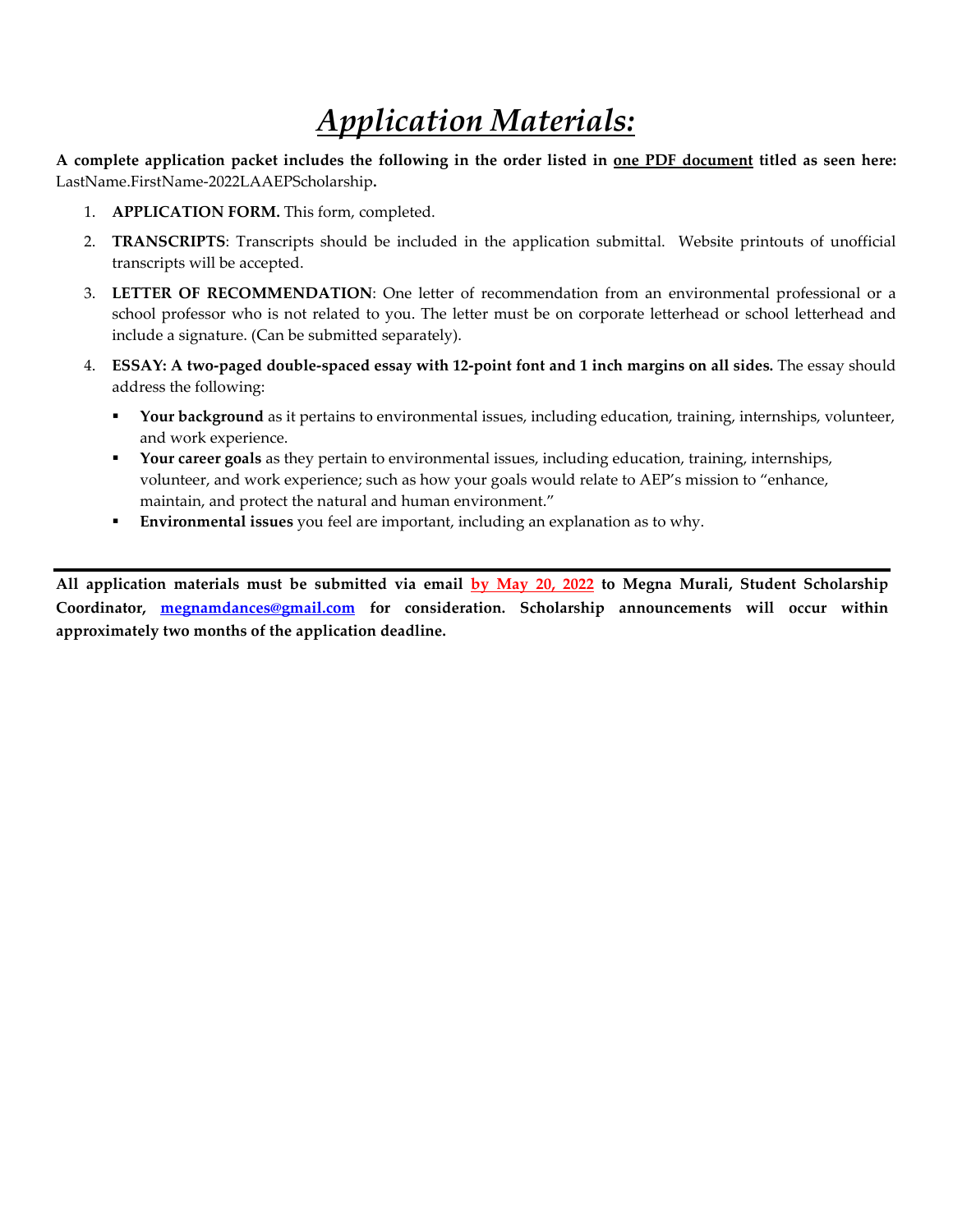# *Application Materials:*

**A complete application packet includes the following in the order listed in <u>one PDF document</u> titled as seen here:** LastName.FirstName-2022LAAEPScholarship**.**

1. **APPLICATION FORM.** This form, completed.
2. **TRANSCRIPTS**: Transcripts should be included in the application submittal. Website printouts of unofficial transcripts will be accepted.
3. **LETTER OF RECOMMENDATION**: One letter of recommendation from an environmental professional or a school professor who is not related to you. The letter must be on corporate letterhead or school letterhead and include a signature. (Can be submitted separately).
4. **ESSAY: A two-paged double-spaced essay with 12-point font and 1 inch margins on all sides.** The essay should address the following:
   - **Your background** as it pertains to environmental issues, including education, training, internships, volunteer, and work experience.
   - **Your career goals** as they pertain to environmental issues, including education, training, internships, volunteer, and work experience; such as how your goals would relate to AEP's mission to "enhance, maintain, and protect the natural and human environment."
   - **Environmental issues** you feel are important, including an explanation as to why.

---

**All application materials must be submitted via email <u>by May 20, 2022</u> to Megna Murali, Student Scholarship Coordinator, [megnamdances@gmail.com](mailto:megnamdances@gmail.com) for consideration. Scholarship announcements will occur within approximately two months of the application deadline.**